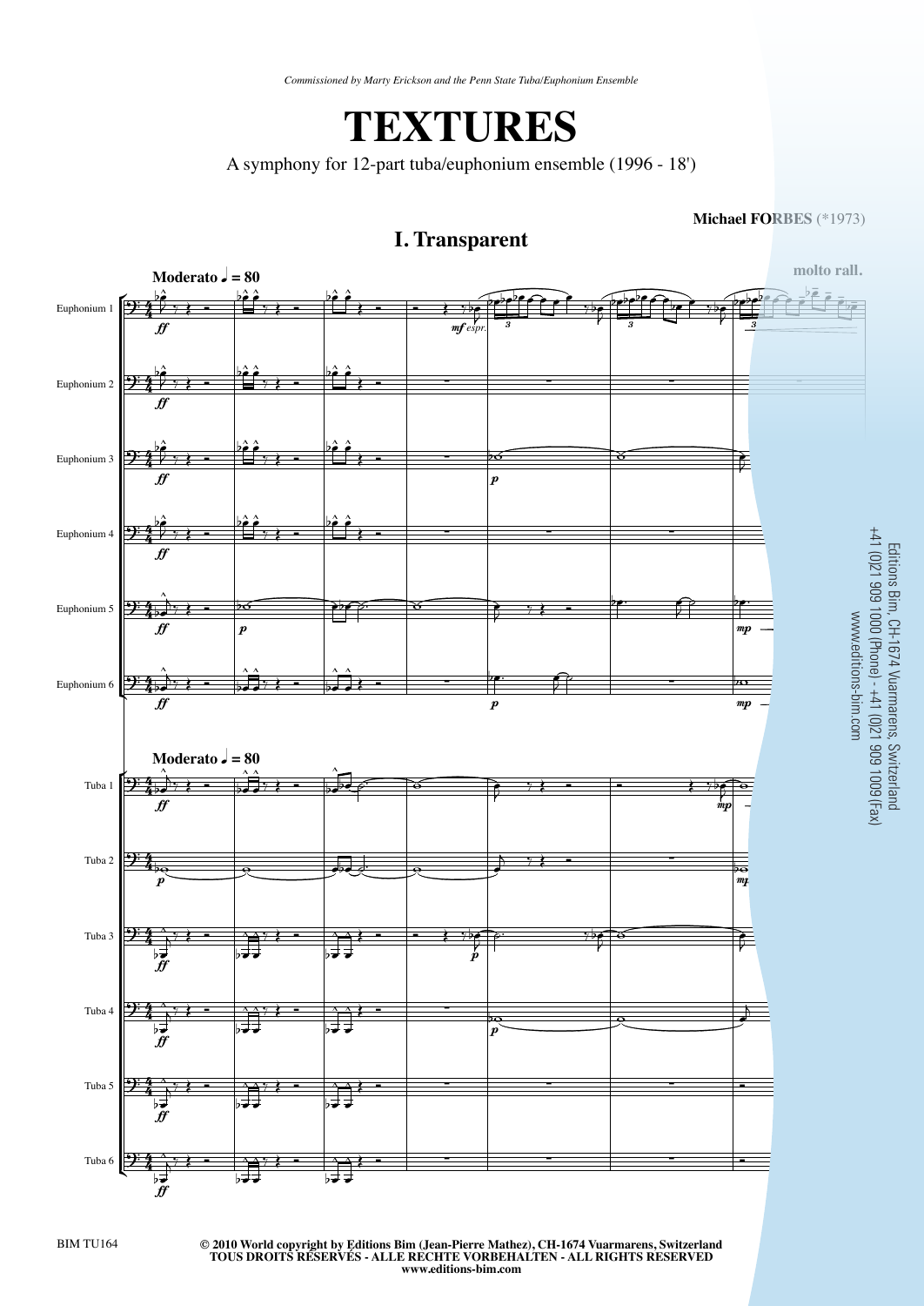*Commissioned by Marty Erickson and the Penn State Tuba/Euphonium Ensemble*

# TEXTURES

A symphony for 12-part tuba/euphonium ensemble (1996 - 18')

**Michael FORBES** (*1973)

## I. Transparent

**Moderato ♩ = 80**

**molto rall.**

Euphonium 1, Euphonium 2, Euphonium 3, Euphonium 4, Euphonium 5, Euphonium 6

Tuba 1, Tuba 2, Tuba 3, Tuba 4, Tuba 5, Tuba 6

Editions Bim, CH-1674 Vuarmarens, Switzerland
+41 (0)21 909 1000 (Phone) - +41 (0)21 909 1009 (Fax)
www.editions-bim.com

BIM TU164

**© 2010 World copyright by Editions Bim (Jean-Pierre Mathez), CH-1674 Vuarmarens, Switzerland**
**TOUS DROITS RÉSERVÉS - ALLE RECHTE VORBEHALTEN - ALL RIGHTS RESERVED**
**www.editions-bim.com**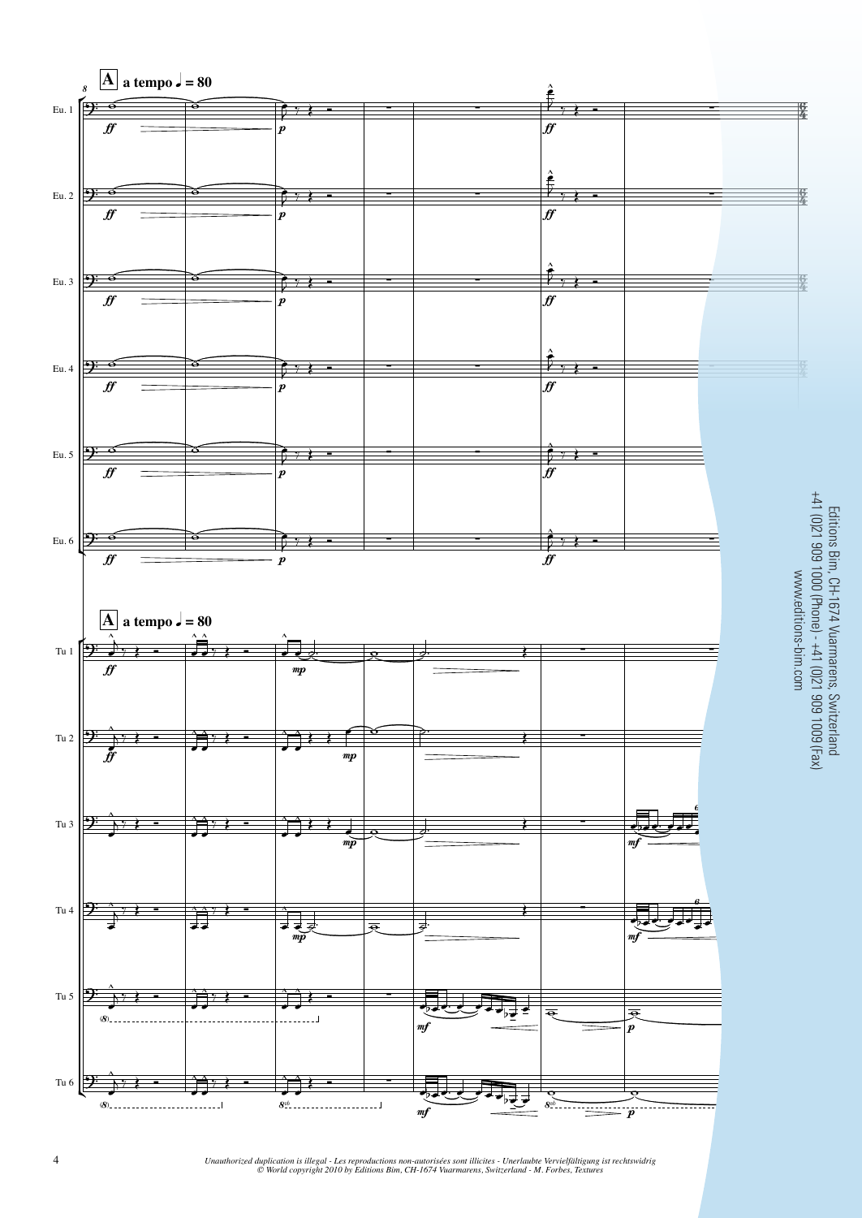Editions Bim, CH-1674 Vuarmarens, Switzerland
+41 (0)21 909 1000 (Phone) - +41 (0)21 909 1009 (Fax)
www.editions-bim.com

*Unauthorized duplication is illegal - Les reproductions non-autorisées sont illicites - Unerlaubte Vervielfältigung ist rechtswidrig*
*© World copyright 2010 by Editions Bim, CH-1674 Vuarmarens, Switzerland - M. Forbes, Textures*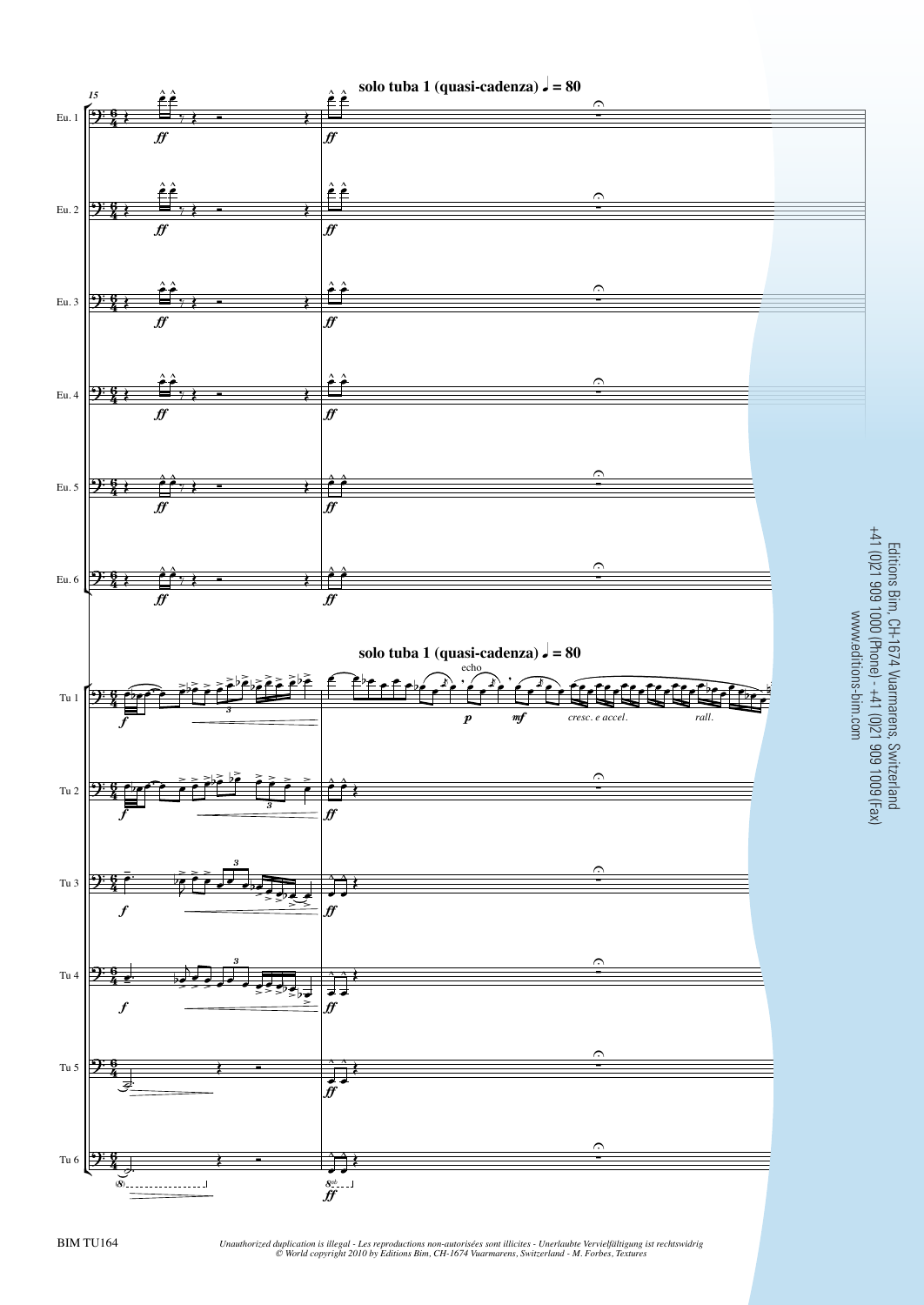**solo tuba 1 (quasi-cadenza)** ♩ = 80

Editions Bim, CH-1674 Vuarmarens, Switzerland
+41 (0)21 909 1000 (Phone) - +41 (0)21 909 1009 (Fax)
www.editions-bim.com

BIM TU164

*Unauthorized duplication is illegal - Les reproductions non-autorisées sont illicites - Unerlaubte Vervielfältigung ist rechtswidrig*
*© World copyright 2010 by Editions Bim, CH-1674 Vuarmarens, Switzerland - M. Forbes, Textures*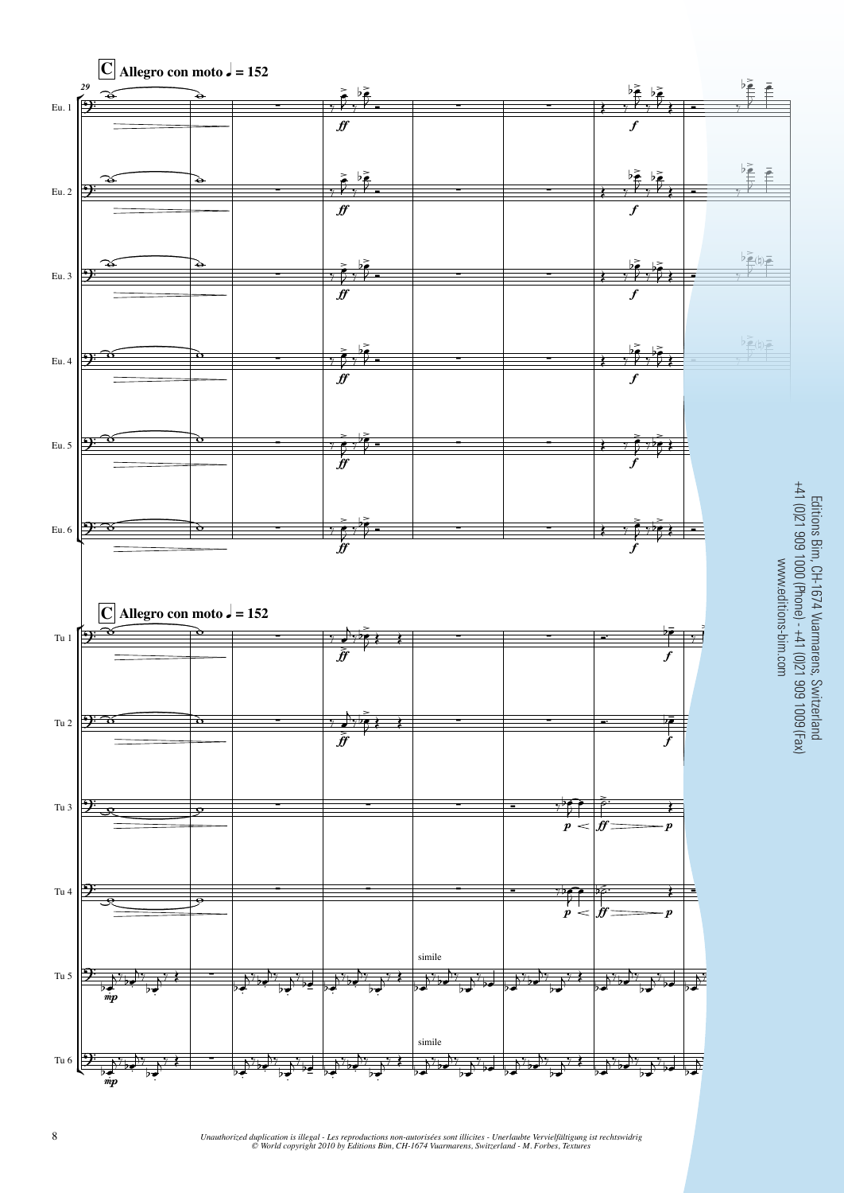**C** Allegro con moto ♩ = 152

Eu. 1

Eu. 2

Eu. 3

Eu. 4

Eu. 5

Eu. 6

**C** Allegro con moto ♩ = 152

Tu 1

Tu 2

Tu 3

Tu 4

Tu 5

simile

Tu 6

simile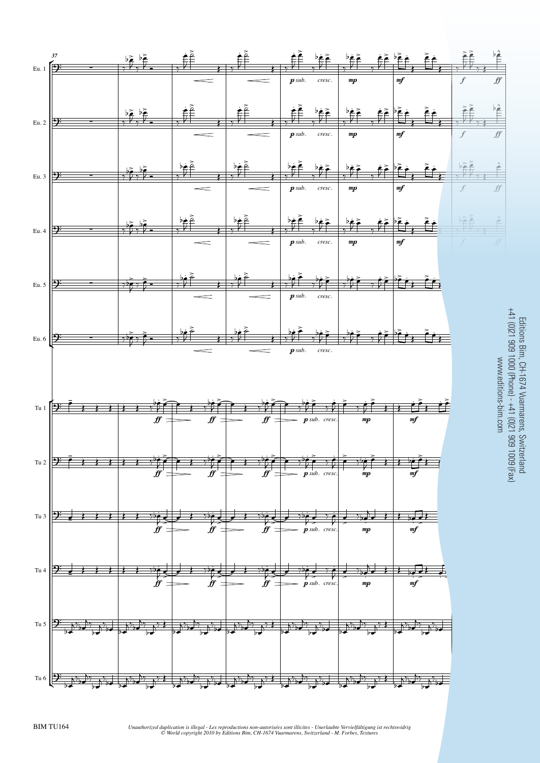Editions Bim, CH-1674 Vuarmarens, Switzerland
+41 (0)21 909 1000 (Phone) - +41 (0)21 909 1009 (Fax)
www.editions-bim.com

BIM TU164

*Unauthorized duplication is illegal - Les reproductions non-autorisées sont illicites - Unerlaubte Vervielfältigung ist rechtswidrig*
*© World copyright 2010 by Editions Bim, CH-1674 Vuarmarens, Switzerland - M. Forbes, Textures*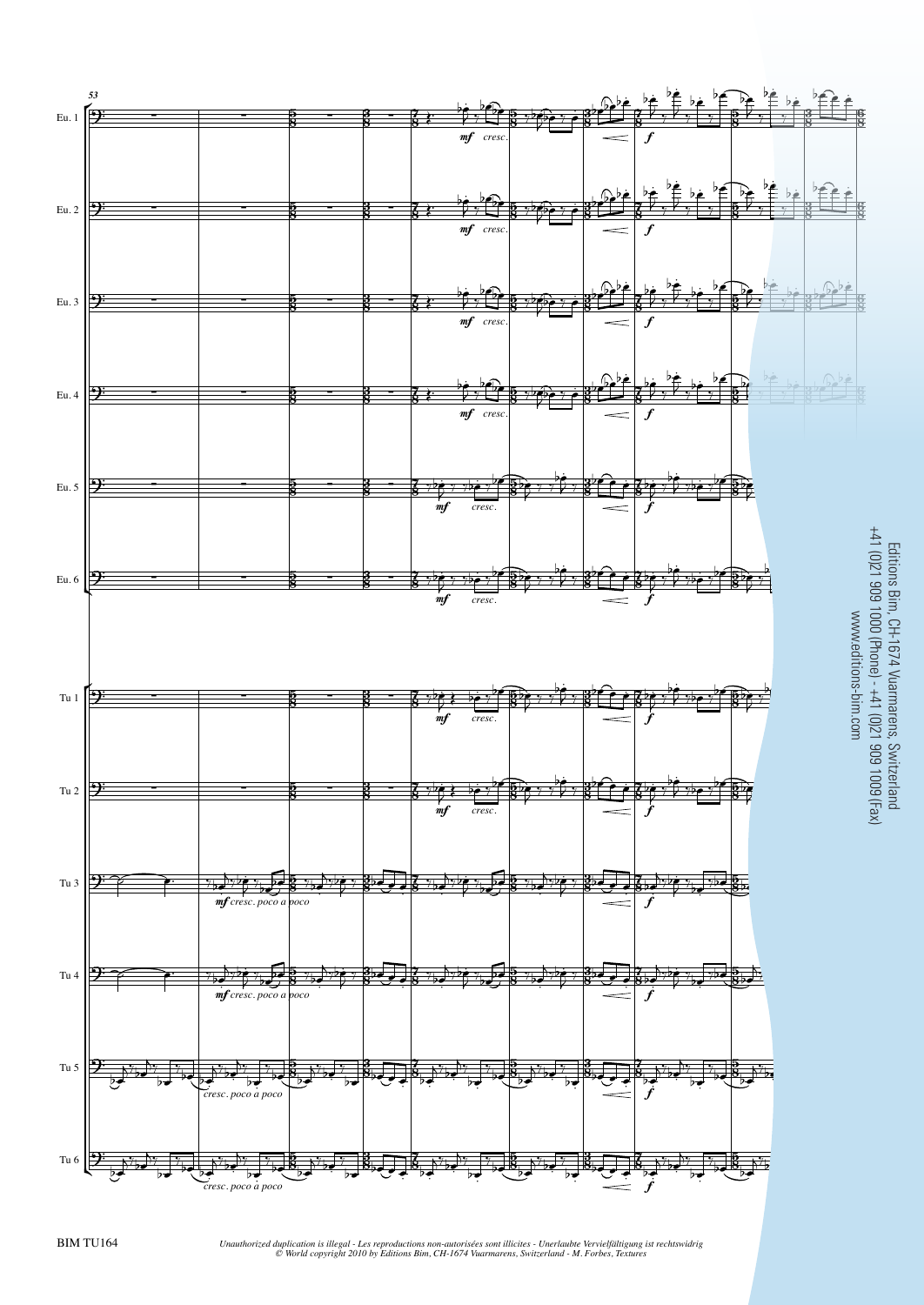Editions Bim, CH-1674 Vuarmarens, Switzerland
+41 (0)21 909 1000 (Phone) - +41 (0)21 909 1009 (Fax)
www.editions-bim.com

*Unauthorized duplication is illegal - Les reproductions non-autorisées sont illicites - Unerlaubte Vervielfältigung ist rechtswidrig*
*© World copyright 2010 by Editions Bim, CH-1674 Vuarmarens, Switzerland - M. Forbes, Textures*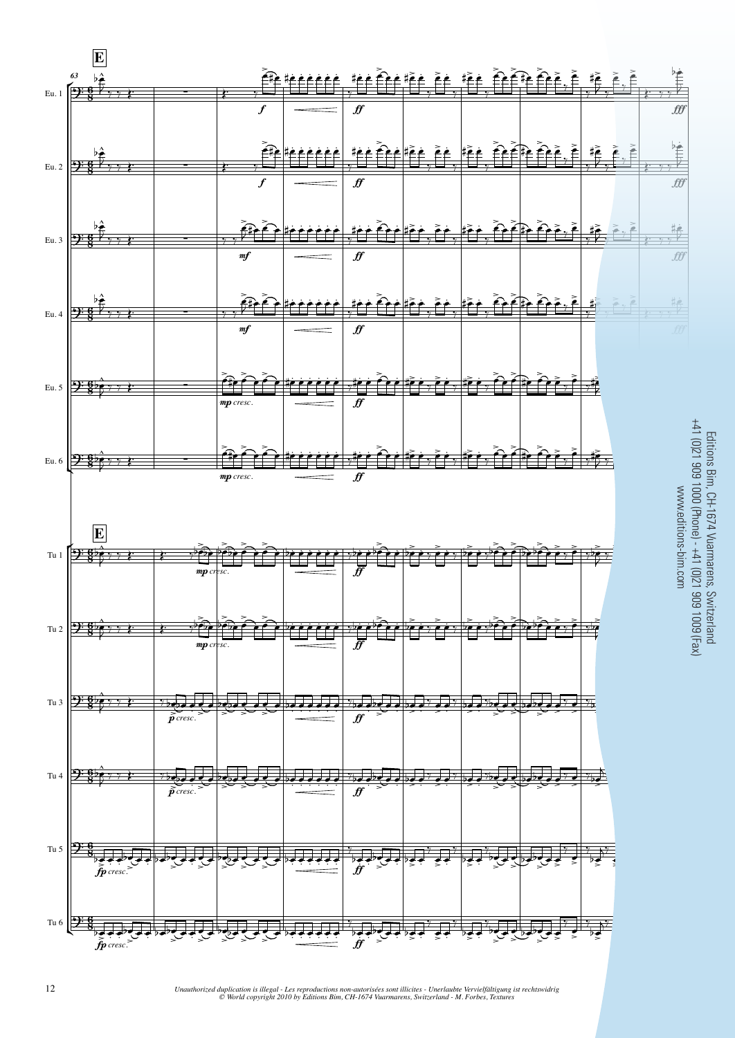Editions Bim, CH-1674 Vuarmarens, Switzerland
+41 (0)21 909 1000 (Phone) - +41 (0)21 909 1009 (Fax)
www.editions-bim.com

*Unauthorized duplication is illegal - Les reproductions non-autorisées sont illicites - Unerlaubte Vervielfältigung ist rechtswidrig*
*© World copyright 2010 by Editions Bim, CH-1674 Vuarmarens, Switzerland - M. Forbes, Textures*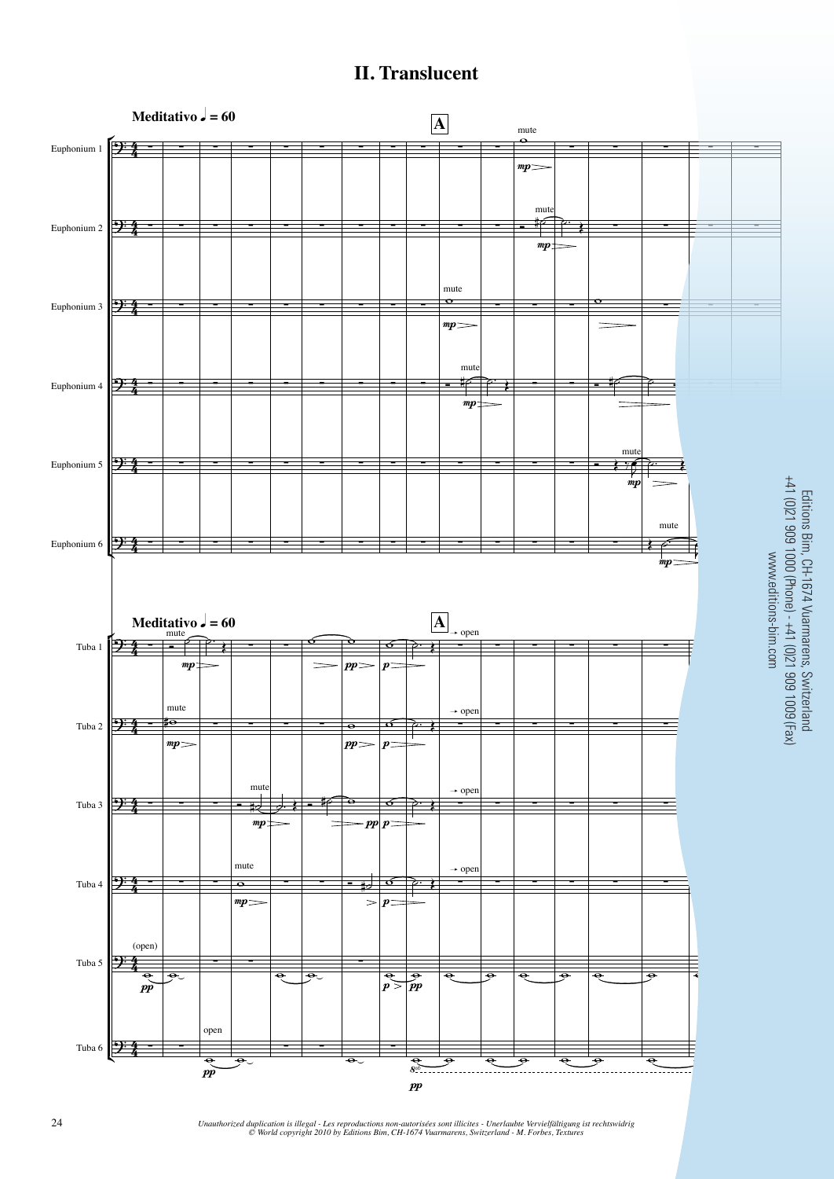# II. Translucent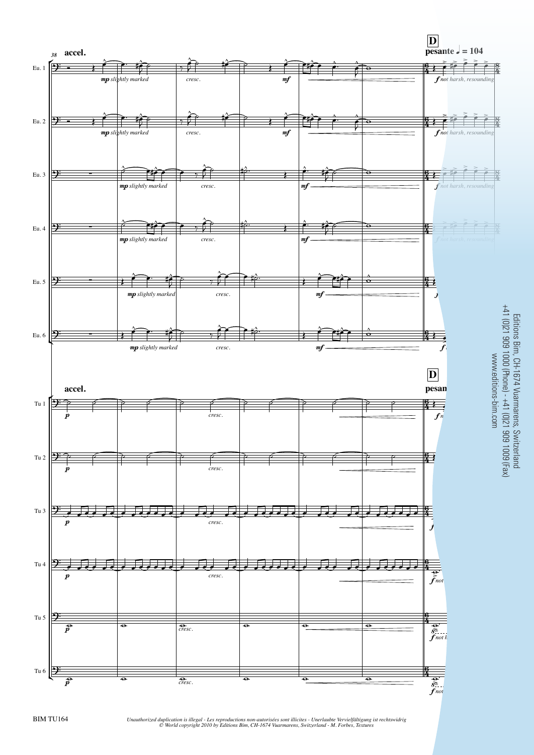38 **accel.**

Eu. 1 — *mp slightly marked* — *cresc.* — *mf* — **D** **pesante** ♩ = 104 — *f not harsh, resounding*

Eu. 2 — *mp slightly marked* — *cresc.* — *mf* — *f not harsh, resounding*

Eu. 3 — *mp slightly marked* — *cresc.* — *mf* — *f not harsh, resounding*

Eu. 4 — *mp slightly marked* — *cresc.* — *mf* — *f not harsh, resounding*

Eu. 5 — *mp slightly marked* — *cresc.* — *mf* — *f*

Eu. 6 — *mp slightly marked* — *cresc.* — *mf* — *f*

**accel.** — **D** **pesan**

Tu 1 — *p* — *cresc.* — *f n*

Tu 2 — *p* — *cresc.*

Tu 3 — *p* — *cresc.* — *f*

Tu 4 — *p* — *cresc.* — *f not*

Tu 5 — *p* — *cresc.* — *8vb* — *f not h*

Tu 6 — *p* — *cresc.* — *8vb* — *f not*

Editions Bim, CH-1674 Vuarmarens, Switzerland
+41 (0)21 909 1000 (Phone) - +41 (0)21 909 1009 (Fax)
www.editions-bim.com

BIM TU164

*Unauthorized duplication is illegal - Les reproductions non-autorisées sont illicites - Unerlaubte Vervielfältigung ist rechtswidrig*
*© World copyright 2010 by Editions Bim, CH-1674 Vuarmarens, Switzerland - M. Forbes, Textures*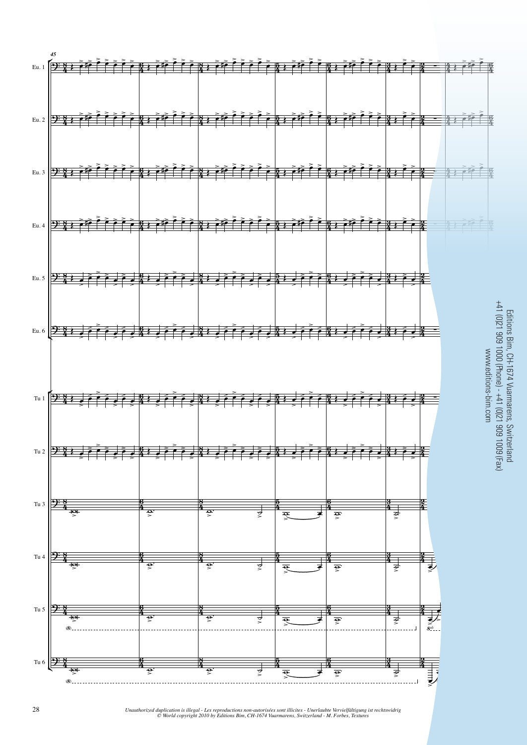Editions Bim, CH-1674 Vuarmarens, Switzerland
+41 (0)21 909 1000 (Phone) - +41 (0)21 909 1009 (Fax)
www.editions-bim.com

*Unauthorized duplication is illegal - Les reproductions non-autorisées sont illicites - Unerlaubte Vervielfältigung ist rechtswidrig*
*© World copyright 2010 by Editions Bim, CH-1674 Vuarmarens, Switzerland - M. Forbes, Textures*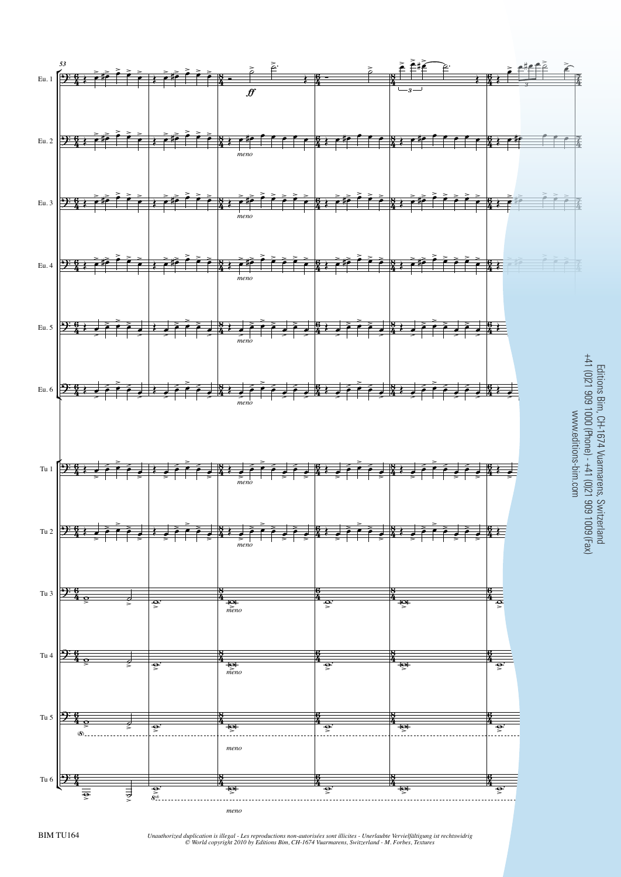Editions Bim, CH-1674 Vuarmarens, Switzerland
+41 (0)21 909 1000 (Phone) - +41 (0)21 909 1009 (Fax)
www.editions-bim.com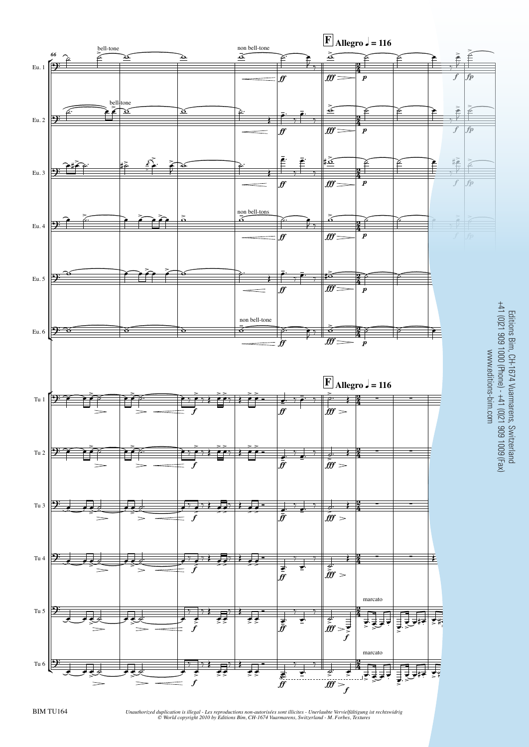**F** Allegro ♩ = 116

Eu. 1 — bell-tone — non bell-tone

Eu. 2 — bell-tone

Eu. 3

Eu. 4 — non bell-tons

Eu. 5

Eu. 6 — non bell-tone

Tu 1

Tu 2

Tu 3

Tu 4

Tu 5 — marcato

Tu 6 — marcato

Editions Bim, CH-1674 Vuarmarens, Switzerland
+41 (0)21 909 1000 (Phone) - +41 (0)21 909 1009 (Fax)
www.editions-bim.com

*Unauthorized duplication is illegal - Les reproductions non-autorisées sont illicites - Unerlaubte Vervielfältigung ist rechtswidrig*
*© World copyright 2010 by Editions Bim, CH-1674 Vuarmarens, Switzerland - M. Forbes, Textures*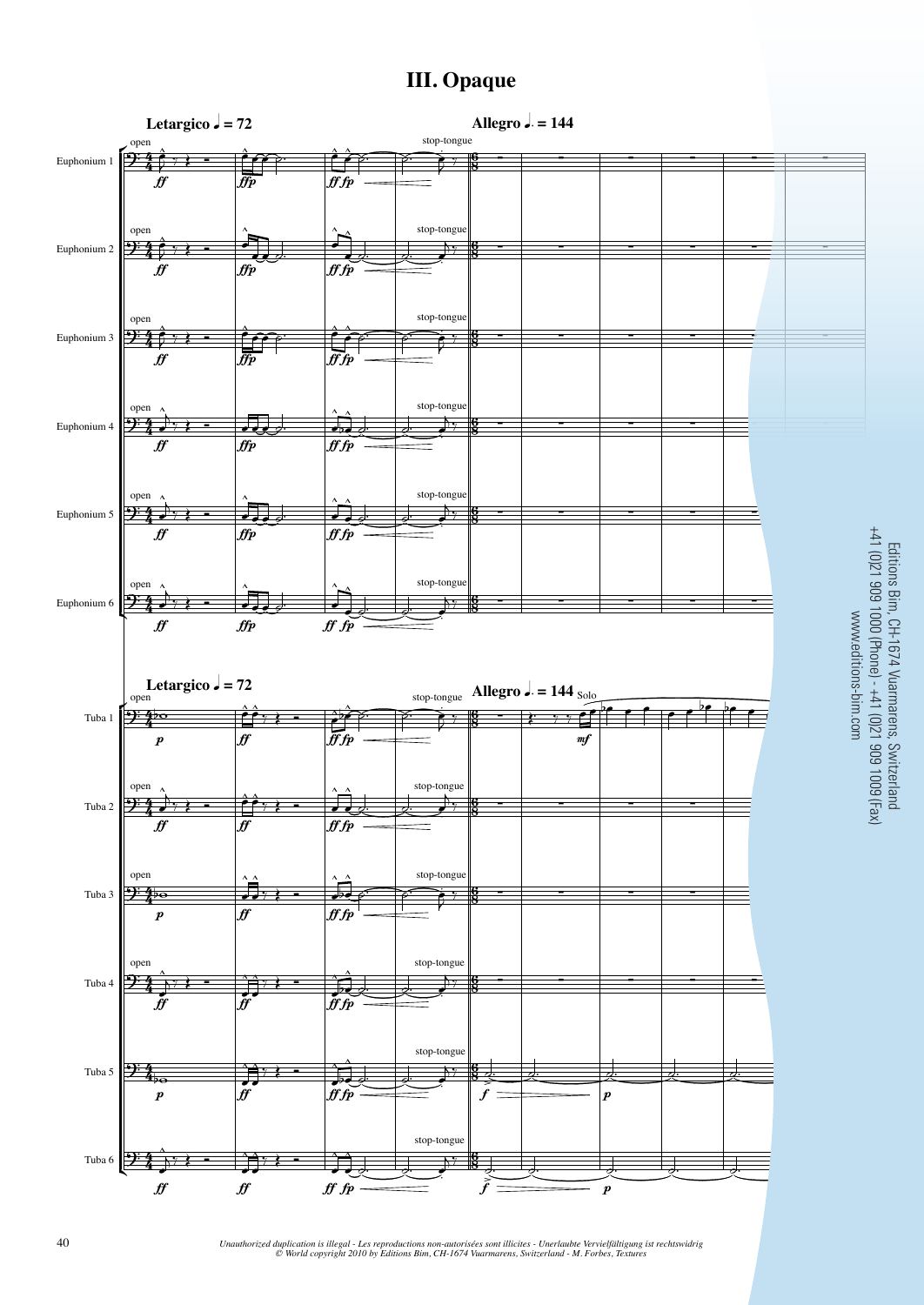# III. Opaque

Editions Bim, CH-1674 Vuarmarens, Switzerland
+41 (0)21 909 1000 (Phone) - +41 (0)21 909 1009 (Fax)
www.editions-bim.com

*Unauthorized duplication is illegal - Les reproductions non-autorisées sont illicites - Unerlaubte Vervielfältigung ist rechtswidrig*
*© World copyright 2010 by Editions Bim, CH-1674 Vuarmarens, Switzerland - M. Forbes, Textures*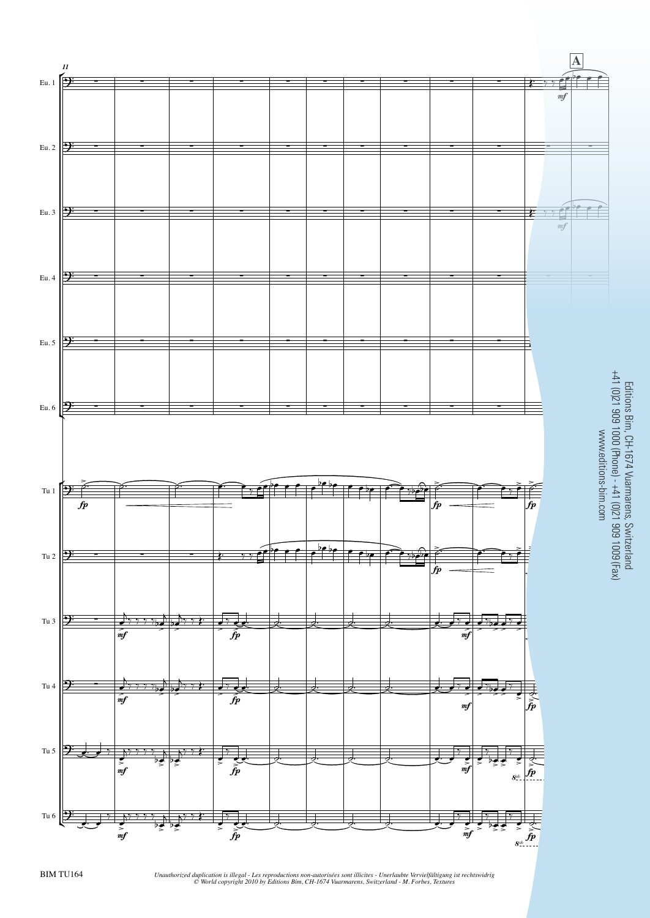Editions Bim, CH-1674 Vuarmarens, Switzerland
+41 (0)21 909 1000 (Phone) - +41 (0)21 909 1009 (Fax)
www.editions-bim.com

*Unauthorized duplication is illegal - Les reproductions non-autorisées sont illicites - Unerlaubte Vervielfältigung ist rechtswidrig*
*© World copyright 2010 by Editions Bim, CH-1674 Vuarmarens, Switzerland - M. Forbes, Textures*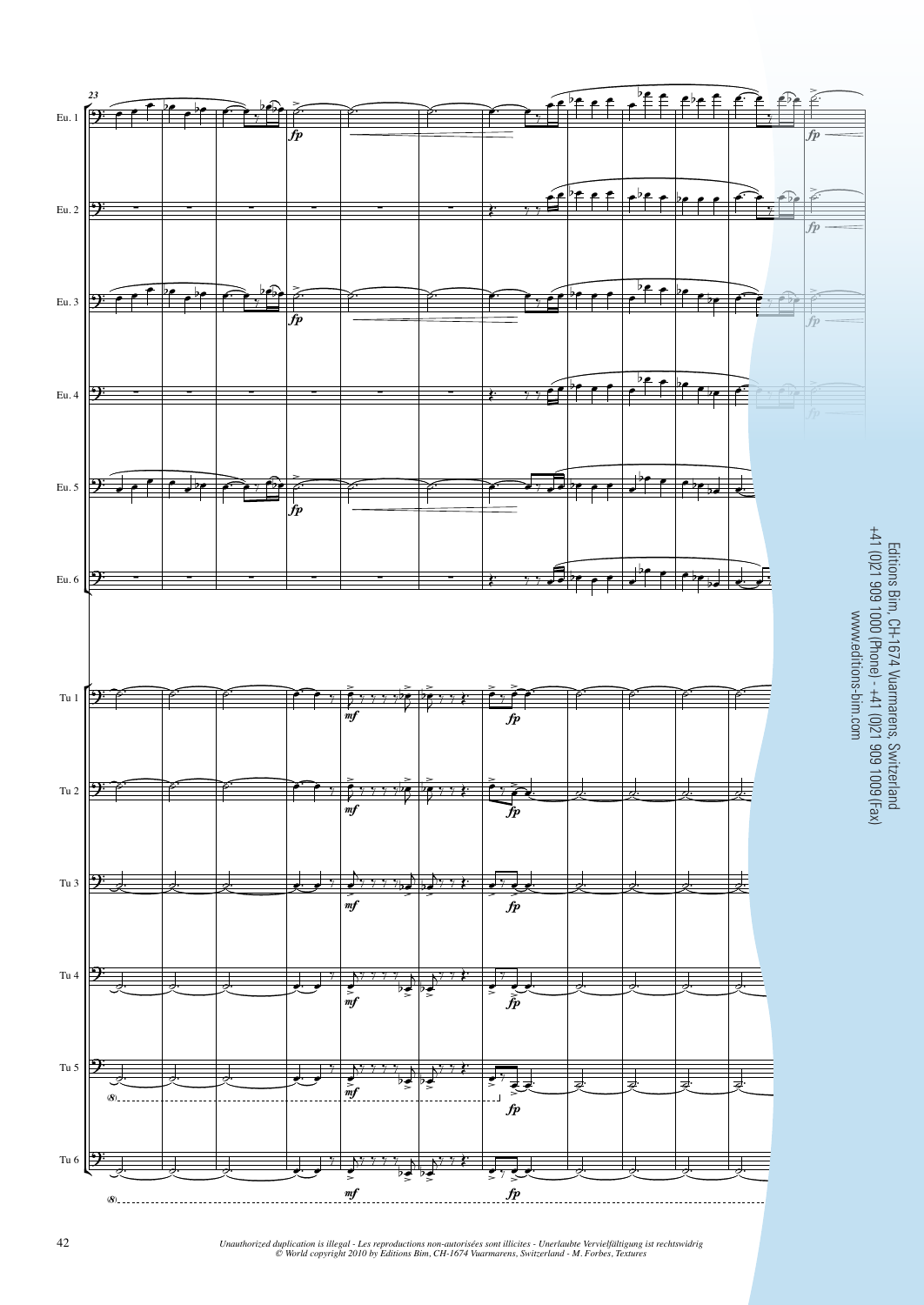Editions Bim, CH-1674 Vuarmarens, Switzerland
+41 (0)21 909 1000 (Phone) - +41 (0)21 909 1009 (Fax)
www.editions-bim.com

*Unauthorized duplication is illegal - Les reproductions non-autorisées sont illicites - Unerlaubte Vervielfältigung ist rechtswidrig*
*© World copyright 2010 by Editions Bim, CH-1674 Vuarmarens, Switzerland - M. Forbes, Textures*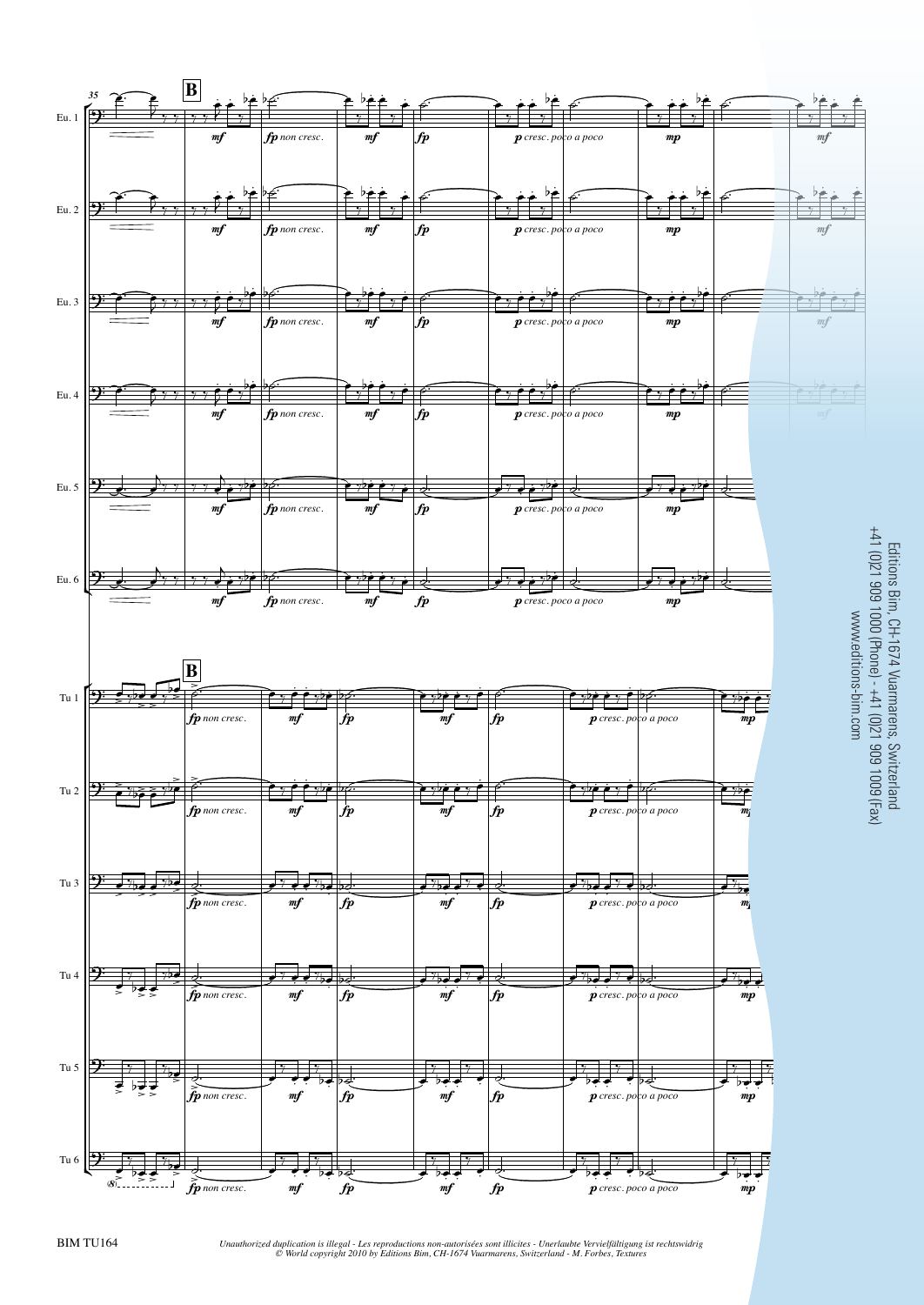Editions Bim, CH-1674 Vuarmarens, Switzerland
+41 (0)21 909 1000 (Phone) - +41 (0)21 909 1009 (Fax)
www.editions-bim.com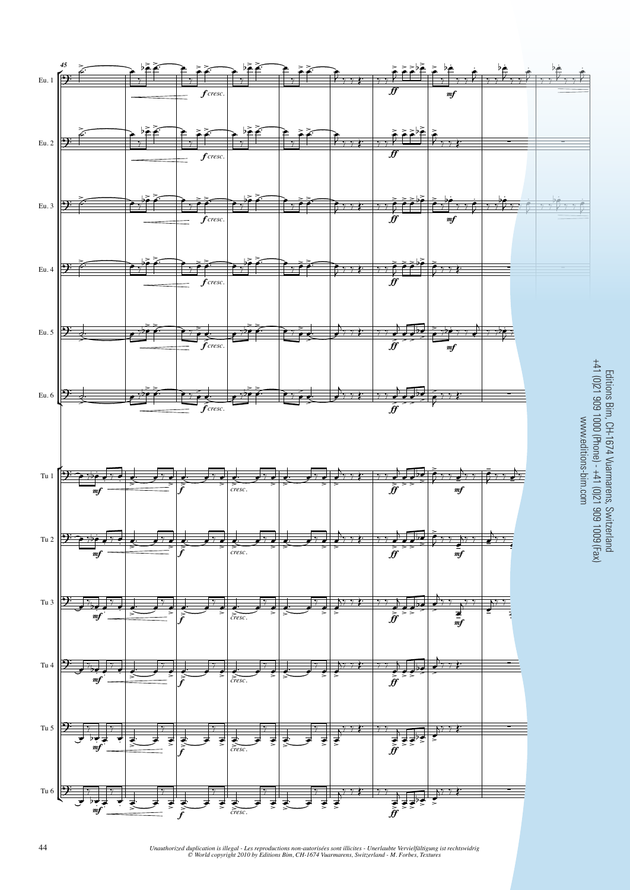Editions Bim, CH-1674 Vuarmarens, Switzerland
+41 (0)21 909 1000 (Phone) - +41 (0)21 909 1009 (Fax)
www.editions-bim.com

*Unauthorized duplication is illegal - Les reproductions non-autorisées sont illicites - Unerlaubte Vervielfältigung ist rechtswidrig*
*© World copyright 2010 by Editions Bim, CH-1674 Vuarmarens, Switzerland - M. Forbes, Textures*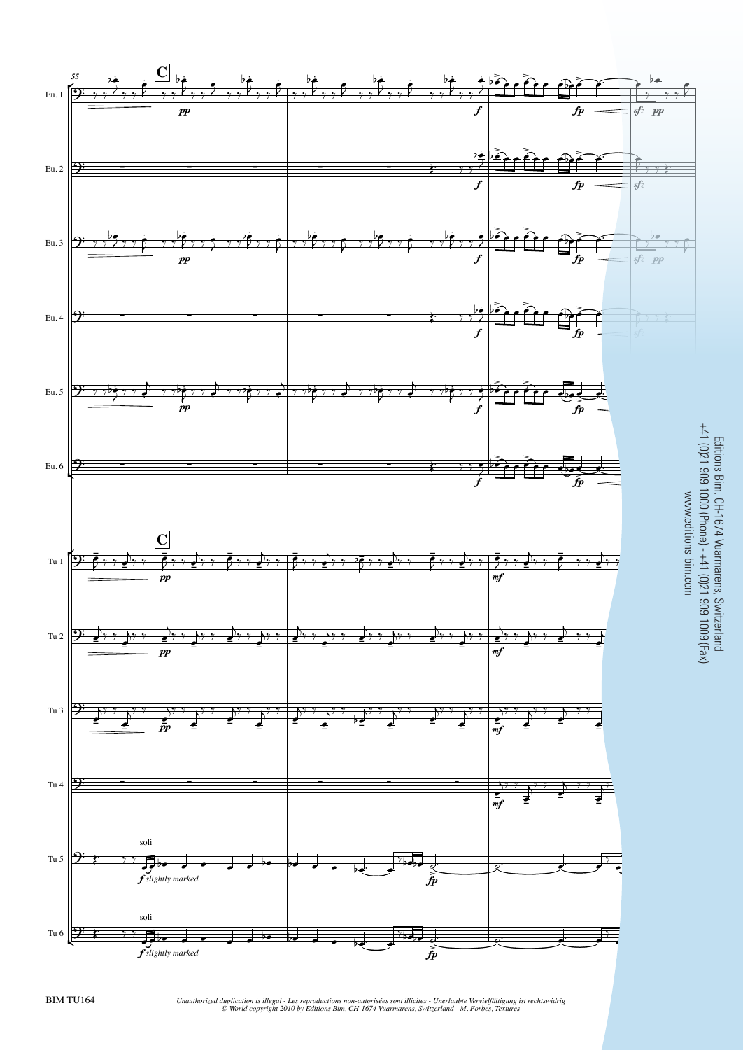Editions Bim, CH-1674 Vuarmarens, Switzerland
+41 (0)21 909 1000 (Phone) - +41 (0)21 909 1009 (Fax)
www.editions-bim.com

BIM TU164

*Unauthorized duplication is illegal - Les reproductions non-autorisées sont illicites - Unerlaubte Vervielfältigung ist rechtswidrig*
*© World copyright 2010 by Editions Bim, CH-1674 Vuarmarens, Switzerland - M. Forbes, Textures*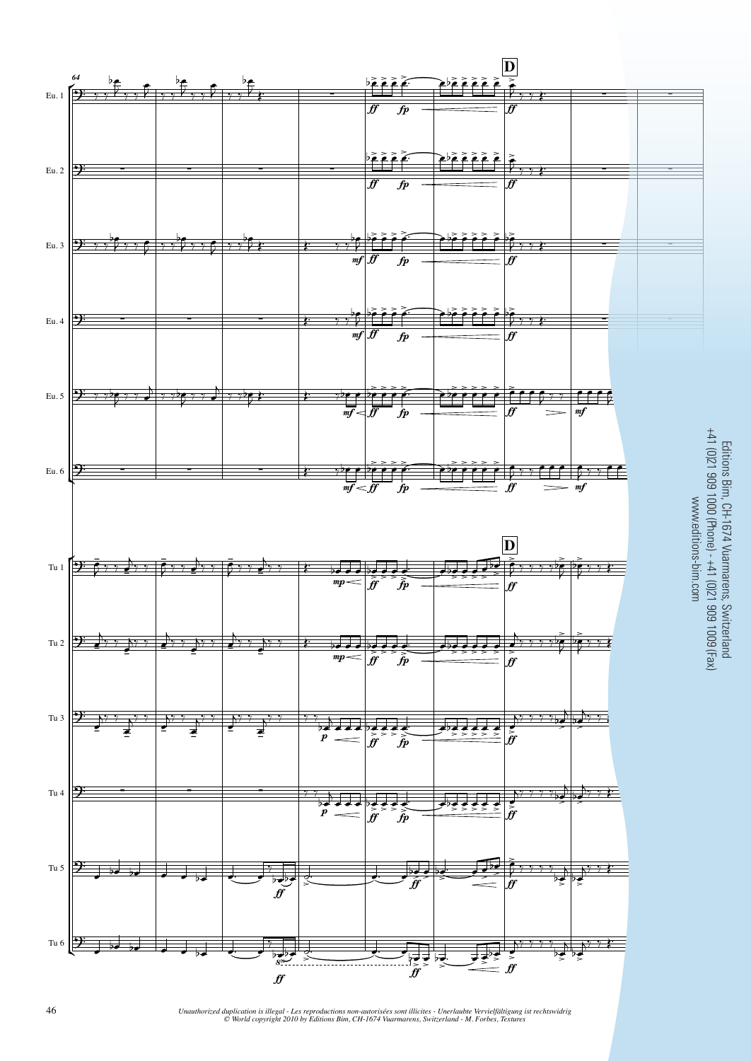Editions Bim, CH-1674 Vuarmarens, Switzerland
+41 (0)21 909 1000 (Phone) - +41 (0)21 909 1009 (Fax)
www.editions-bim.com

*Unauthorized duplication is illegal - Les reproductions non-autorisées sont illicites - Unerlaubte Vervielfältigung ist rechtswidrig*
*© World copyright 2010 by Editions Bim, CH-1674 Vuarmarens, Switzerland - M. Forbes, Textures*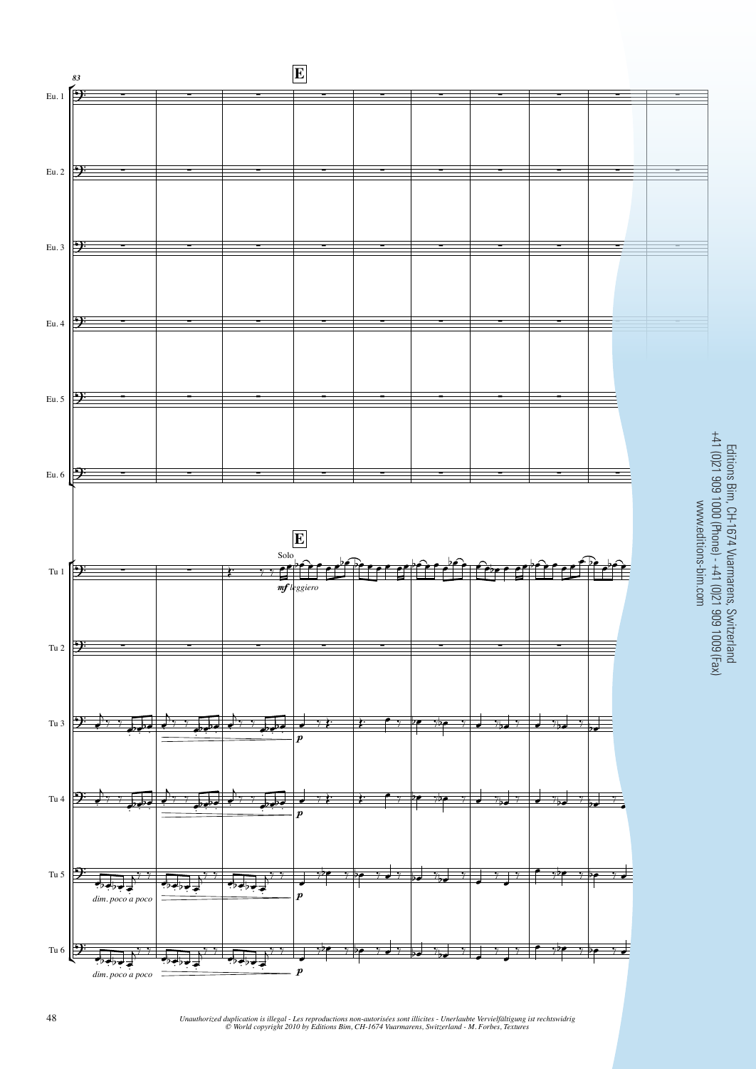Editions Bim, CH-1674 Vuarmarens, Switzerland
+41 (0)21 909 1000 (Phone) - +41 (0)21 909 1009 (Fax)
www.editions-bim.com

*Unauthorized duplication is illegal - Les reproductions non-autorisées sont illicites - Unerlaubte Vervielfältigung ist rechtswidrig*
*© World copyright 2010 by Editions Bim, CH-1674 Vuarmarens, Switzerland - M. Forbes, Textures*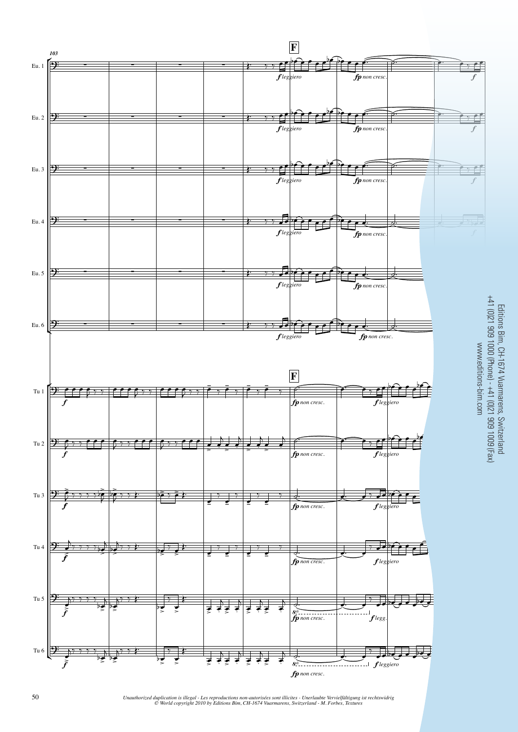103

**F**

Eu. 1, Eu. 2, Eu. 3, Eu. 4, Eu. 5, Eu. 6: *f leggiero* — *fp non cresc.* — *f*

Tu 1, Tu 2, Tu 3, Tu 4, Tu 5, Tu 6: *f* — *fp non cresc.* — *f leggiero*

Tu 5: *8vb* — *fp non cresc.* — *f legg.*

Tu 6: *8vb* — *fp non cresc.* — *f leggiero*

Editions Bim, CH-1674 Vuarmarens, Switzerland
+41 (0)21 909 1000 (Phone) - +41 (0)21 909 1009 (Fax)
www.editions-bim.com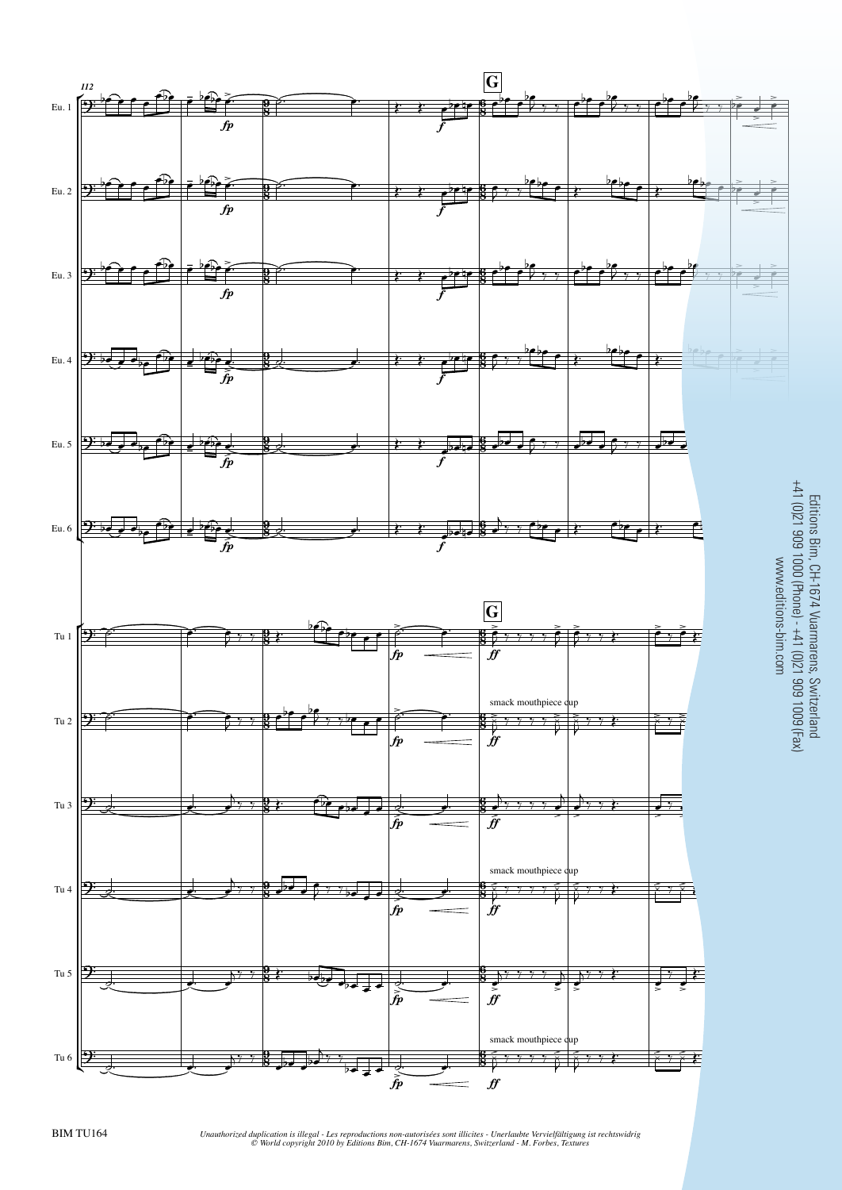**G**

smack mouthpiece cup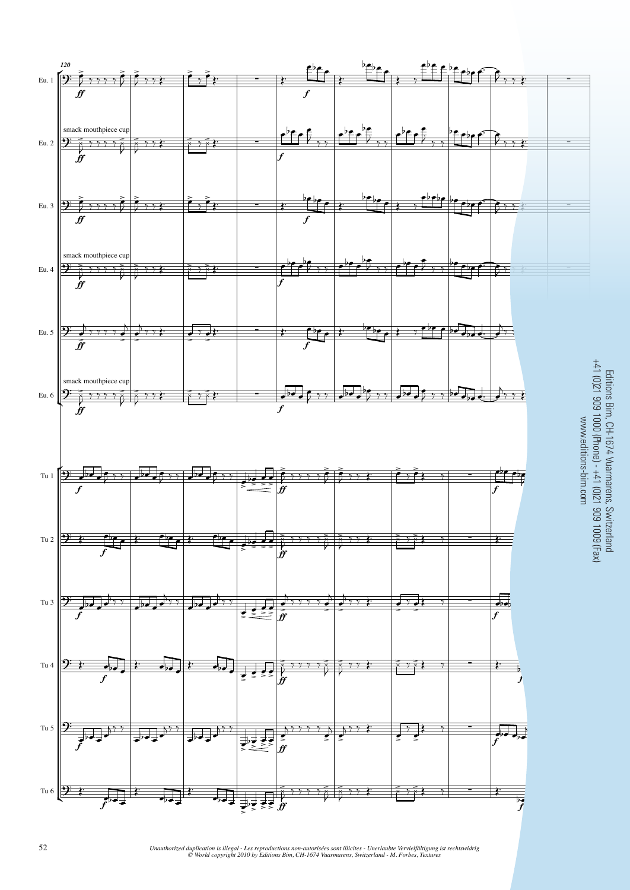Editions Bim, CH-1674 Vuarmarens, Switzerland
+41 (0)21 909 1000 (Phone) - +41 (0)21 909 1009 (Fax)
www.editions-bim.com

*Unauthorized duplication is illegal - Les reproductions non-autorisées sont illicites - Unerlaubte Vervielfältigung ist rechtswidrig*
*© World copyright 2010 by Editions Bim, CH-1674 Vuarmarens, Switzerland - M. Forbes, Textures*